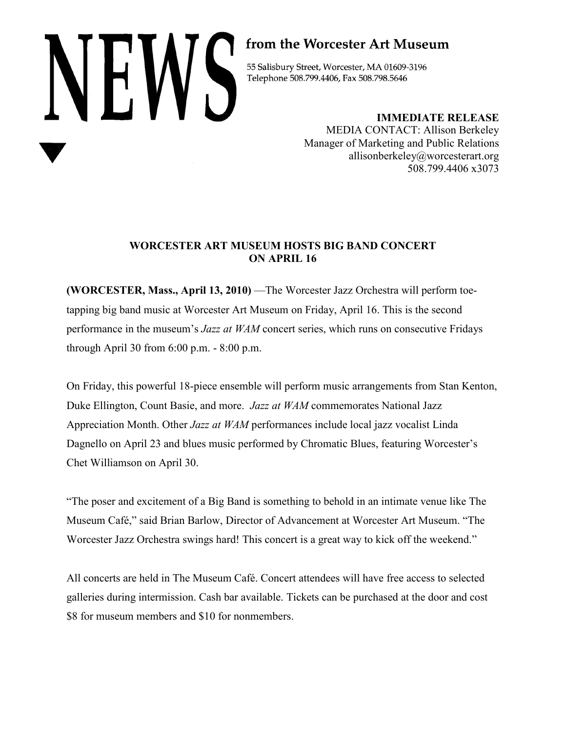# NEWS from the Worcester Art Museum

55 Salisbury Street, Worcester, MA 01609-3196
Telephone 508.799.4406, Fax 508.798.5646

**IMMEDIATE RELEASE**
MEDIA CONTACT: Allison Berkeley
Manager of Marketing and Public Relations
allisonberkeley@worcesterart.org
508.799.4406 x3073

## WORCESTER ART MUSEUM HOSTS BIG BAND CONCERT ON APRIL 16

**(WORCESTER, Mass., April 13, 2010)** —The Worcester Jazz Orchestra will perform toe-tapping big band music at Worcester Art Museum on Friday, April 16. This is the second performance in the museum's *Jazz at WAM* concert series, which runs on consecutive Fridays through April 30 from 6:00 p.m. - 8:00 p.m.

On Friday, this powerful 18-piece ensemble will perform music arrangements from Stan Kenton, Duke Ellington, Count Basie, and more. *Jazz at WAM* commemorates National Jazz Appreciation Month. Other *Jazz at WAM* performances include local jazz vocalist Linda Dagnello on April 23 and blues music performed by Chromatic Blues, featuring Worcester's Chet Williamson on April 30.

"The poser and excitement of a Big Band is something to behold in an intimate venue like The Museum Café," said Brian Barlow, Director of Advancement at Worcester Art Museum. "The Worcester Jazz Orchestra swings hard! This concert is a great way to kick off the weekend."

All concerts are held in The Museum Café. Concert attendees will have free access to selected galleries during intermission. Cash bar available. Tickets can be purchased at the door and cost $8 for museum members and $10 for nonmembers.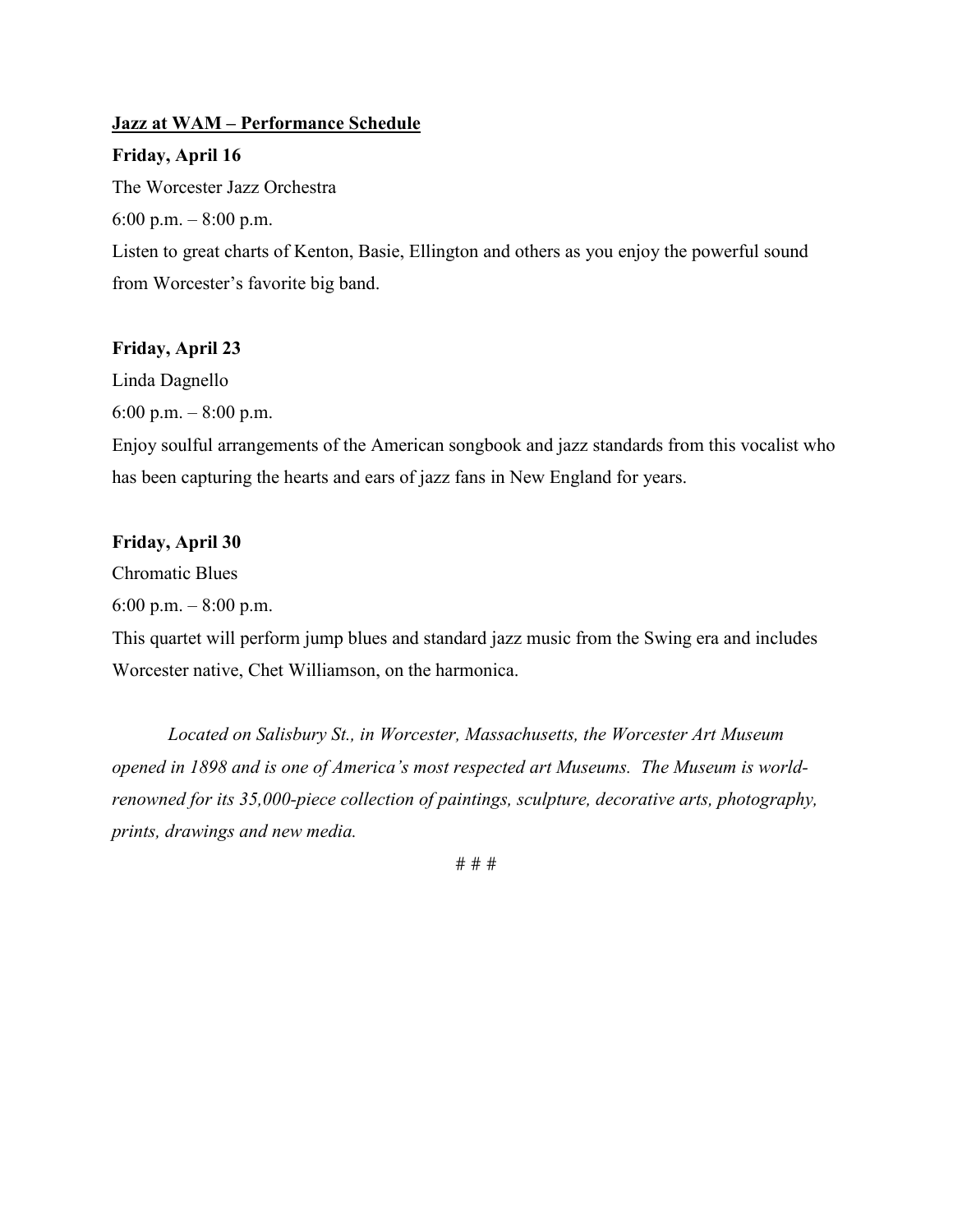**Jazz at WAM – Performance Schedule**

**Friday, April 16**

The Worcester Jazz Orchestra

6:00 p.m. – 8:00 p.m.

Listen to great charts of Kenton, Basie, Ellington and others as you enjoy the powerful sound from Worcester's favorite big band.

**Friday, April 23**

Linda Dagnello

6:00 p.m. – 8:00 p.m.

Enjoy soulful arrangements of the American songbook and jazz standards from this vocalist who has been capturing the hearts and ears of jazz fans in New England for years.

**Friday, April 30**

Chromatic Blues

6:00 p.m. – 8:00 p.m.

This quartet will perform jump blues and standard jazz music from the Swing era and includes Worcester native, Chet Williamson, on the harmonica.

*Located on Salisbury St., in Worcester, Massachusetts, the Worcester Art Museum opened in 1898 and is one of America's most respected art Museums. The Museum is world-renowned for its 35,000-piece collection of paintings, sculpture, decorative arts, photography, prints, drawings and new media.*

# # #